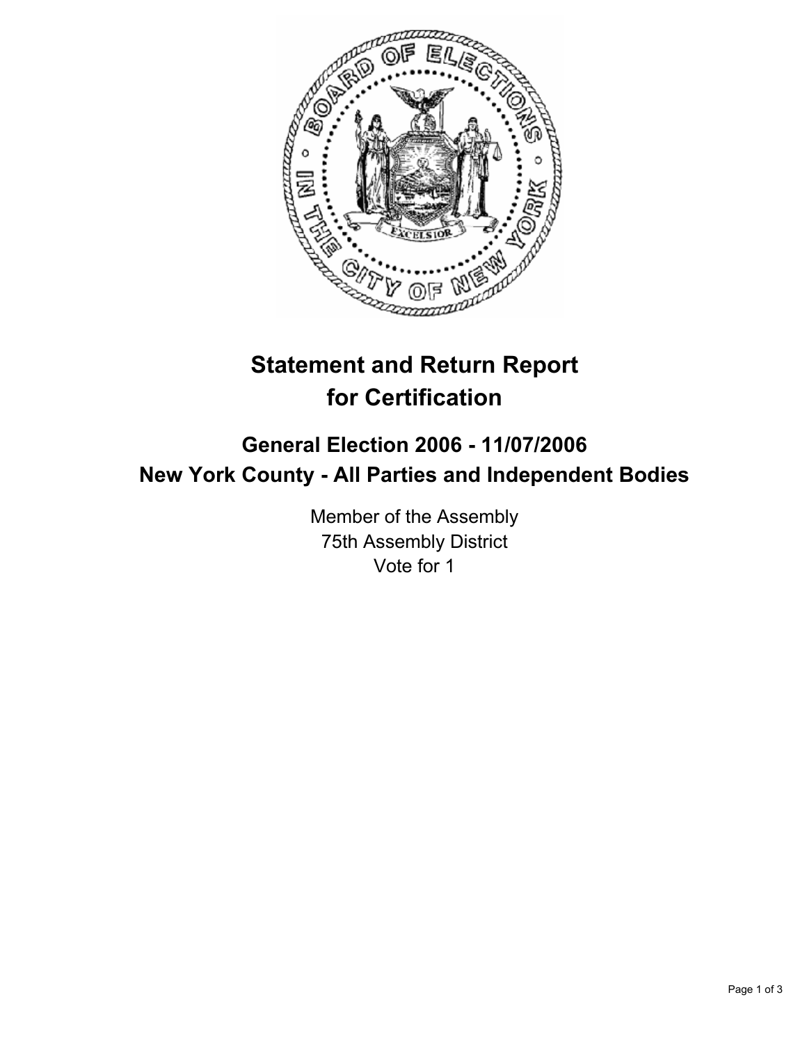# Statement and Return Report for Certification

## General Election 2006 - 11/07/2006
## New York County - All Parties and Independent Bodies

Member of the Assembly
75th Assembly District
Vote for 1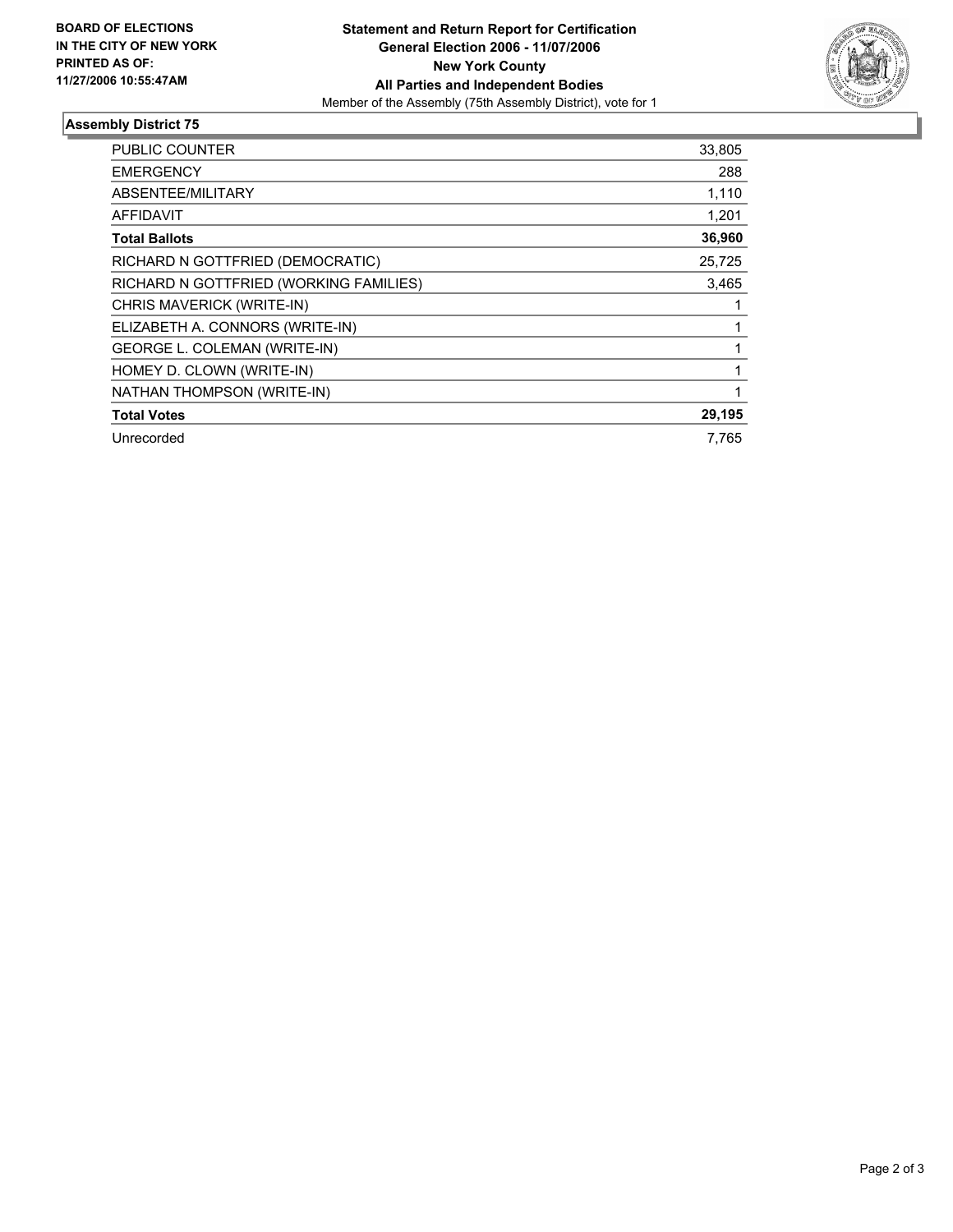**BOARD OF ELECTIONS IN THE CITY OF NEW YORK PRINTED AS OF: 11/27/2006 10:55:47AM**

**Statement and Return Report for Certification**
**General Election 2006 - 11/07/2006**
**New York County**
**All Parties and Independent Bodies**
Member of the Assembly (75th Assembly District), vote for 1

## Assembly District 75

| | |
|---|---:|
| PUBLIC COUNTER | 33,805 |
| EMERGENCY | 288 |
| ABSENTEE/MILITARY | 1,110 |
| AFFIDAVIT | 1,201 |
| **Total Ballots** | **36,960** |
| RICHARD N GOTTFRIED (DEMOCRATIC) | 25,725 |
| RICHARD N GOTTFRIED (WORKING FAMILIES) | 3,465 |
| CHRIS MAVERICK (WRITE-IN) | 1 |
| ELIZABETH A. CONNORS (WRITE-IN) | 1 |
| GEORGE L. COLEMAN (WRITE-IN) | 1 |
| HOMEY D. CLOWN (WRITE-IN) | 1 |
| NATHAN THOMPSON (WRITE-IN) | 1 |
| **Total Votes** | **29,195** |
| Unrecorded | 7,765 |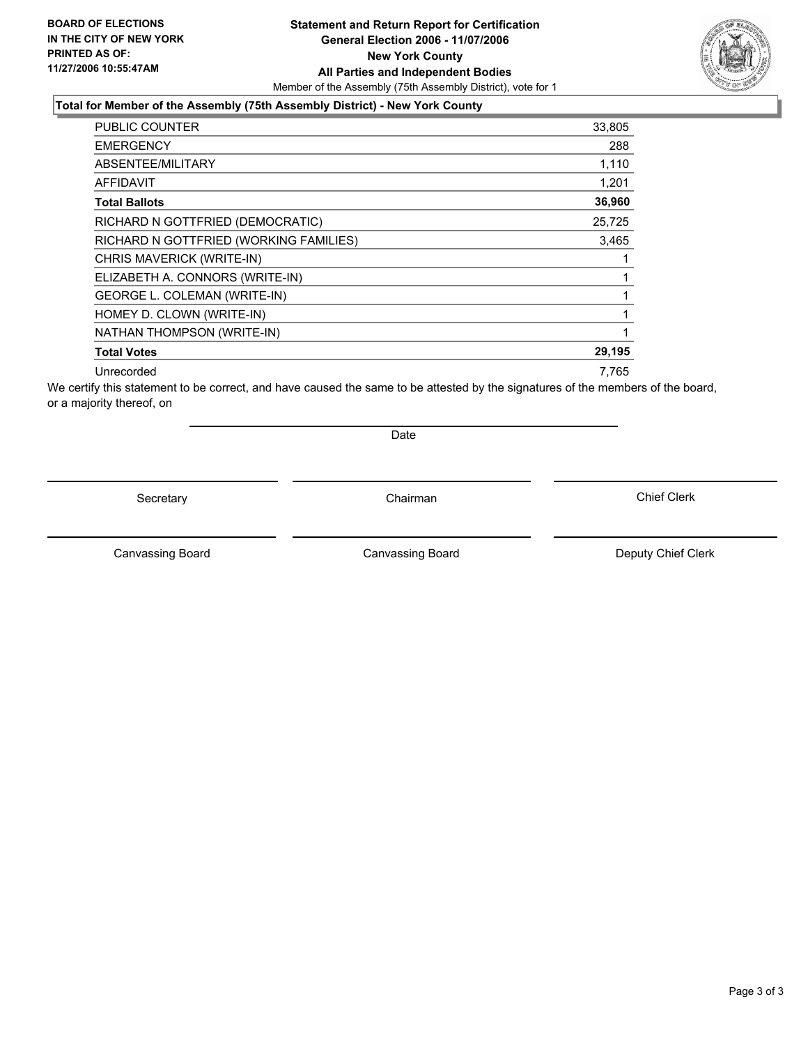**BOARD OF ELECTIONS IN THE CITY OF NEW YORK PRINTED AS OF: 11/27/2006 10:55:47AM**

**Statement and Return Report for Certification**
**General Election 2006 - 11/07/2006**
**New York County**
**All Parties and Independent Bodies**
Member of the Assembly (75th Assembly District), vote for 1

**Total for Member of the Assembly (75th Assembly District) - New York County**

| | |
|---|---|
| PUBLIC COUNTER | 33,805 |
| EMERGENCY | 288 |
| ABSENTEE/MILITARY | 1,110 |
| AFFIDAVIT | 1,201 |
| **Total Ballots** | **36,960** |
| RICHARD N GOTTFRIED (DEMOCRATIC) | 25,725 |
| RICHARD N GOTTFRIED (WORKING FAMILIES) | 3,465 |
| CHRIS MAVERICK (WRITE-IN) | 1 |
| ELIZABETH A. CONNORS (WRITE-IN) | 1 |
| GEORGE L. COLEMAN (WRITE-IN) | 1 |
| HOMEY D. CLOWN (WRITE-IN) | 1 |
| NATHAN THOMPSON (WRITE-IN) | 1 |
| **Total Votes** | **29,195** |
| Unrecorded | 7,765 |

We certify this statement to be correct, and have caused the same to be attested by the signatures of the members of the board, or a majority thereof, on

Date

Secretary

Chairman

Chief Clerk

Canvassing Board

Canvassing Board

Deputy Chief Clerk